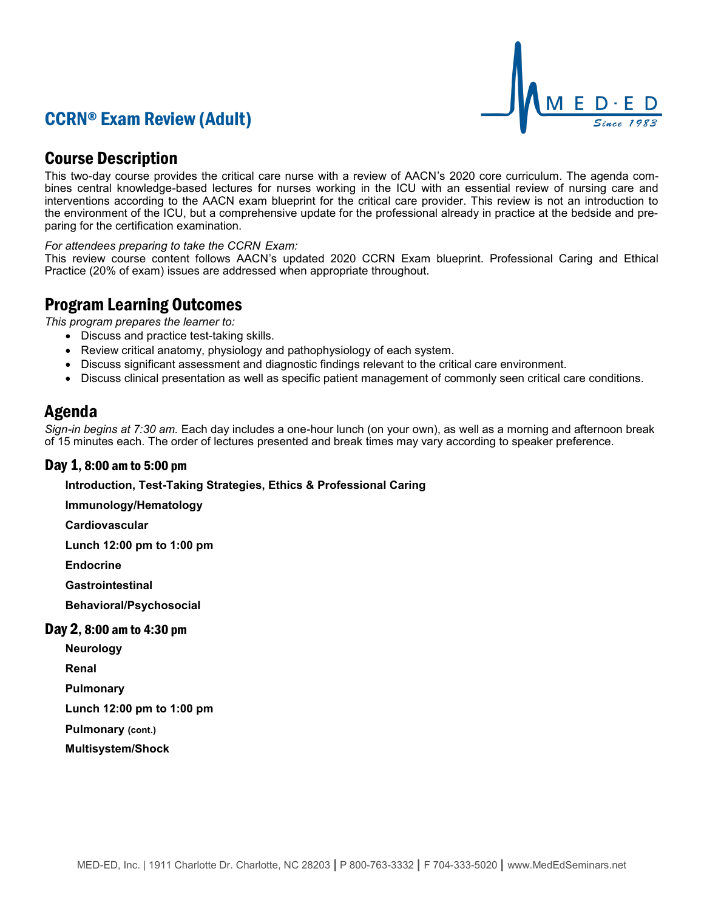# CCRN® Exam Review (Adult)

## Course Description

This two-day course provides the critical care nurse with a review of AACN's 2020 core curriculum. The agenda combines central knowledge-based lectures for nurses working in the ICU with an essential review of nursing care and interventions according to the AACN exam blueprint for the critical care provider. This review is not an introduction to the environment of the ICU, but a comprehensive update for the professional already in practice at the bedside and preparing for the certification examination.

*For attendees preparing to take the CCRN Exam:*
This review course content follows AACN's updated 2020 CCRN Exam blueprint. Professional Caring and Ethical Practice (20% of exam) issues are addressed when appropriate throughout.

## Program Learning Outcomes

*This program prepares the learner to:*

- Discuss and practice test-taking skills.
- Review critical anatomy, physiology and pathophysiology of each system.
- Discuss significant assessment and diagnostic findings relevant to the critical care environment.
- Discuss clinical presentation as well as specific patient management of commonly seen critical care conditions.

## Agenda

*Sign-in begins at 7:30 am.* Each day includes a one-hour lunch (on your own), as well as a morning and afternoon break of 15 minutes each. The order of lectures presented and break times may vary according to speaker preference.

### Day 1, 8:00 am to 5:00 pm

**Introduction, Test-Taking Strategies, Ethics & Professional Caring**

**Immunology/Hematology**

**Cardiovascular**

**Lunch 12:00 pm to 1:00 pm**

**Endocrine**

**Gastrointestinal**

**Behavioral/Psychosocial**

### Day 2, 8:00 am to 4:30 pm

**Neurology**

**Renal**

**Pulmonary**

**Lunch 12:00 pm to 1:00 pm**

**Pulmonary (cont.)**

**Multisystem/Shock**

MED-ED, Inc. | 1911 Charlotte Dr. Charlotte, NC 28203 | P 800-763-3332 | F 704-333-5020 | www.MedEdSeminars.net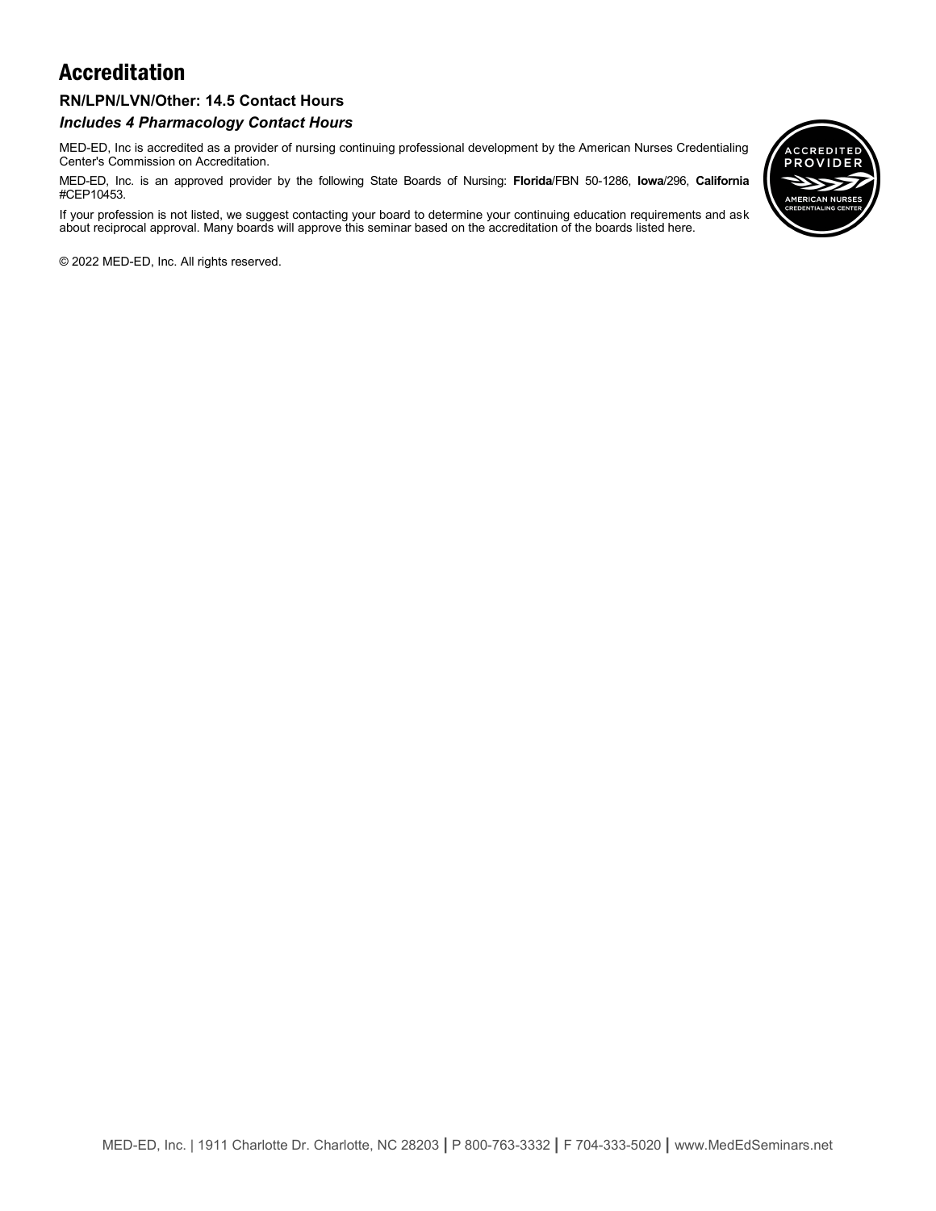## Accreditation

**RN/LPN/LVN/Other: 14.5 Contact Hours**

***Includes 4 Pharmacology Contact Hours***

MED-ED, Inc is accredited as a provider of nursing continuing professional development by the American Nurses Credentialing Center's Commission on Accreditation.

MED-ED, Inc. is an approved provider by the following State Boards of Nursing: **Florida**/FBN 50-1286, **Iowa**/296, **California** #CEP10453.

If your profession is not listed, we suggest contacting your board to determine your continuing education requirements and ask about reciprocal approval. Many boards will approve this seminar based on the accreditation of the boards listed here.

© 2022 MED-ED, Inc. All rights reserved.

MED-ED, Inc. | 1911 Charlotte Dr. Charlotte, NC 28203 | P 800-763-3332 | F 704-333-5020 | www.MedEdSeminars.net